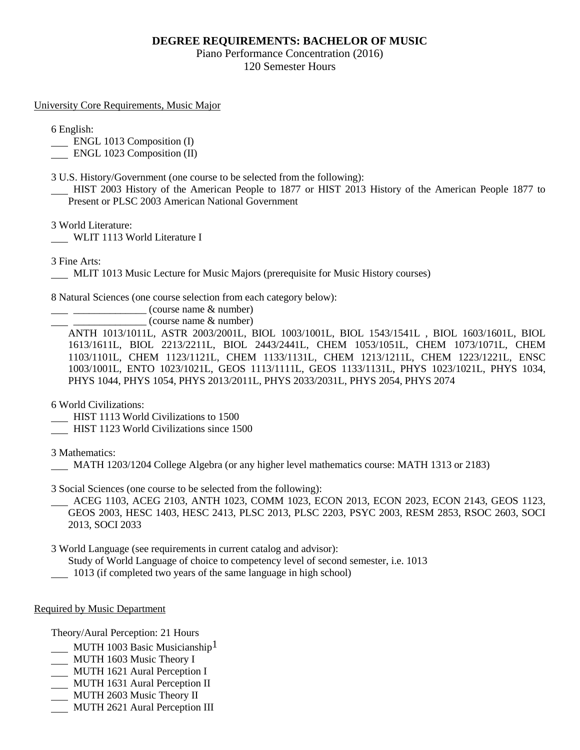# DEGREE REQUIREMENTS: BACHELOR OF MUSIC

Piano Performance Concentration (2016)

120 Semester Hours

## University Core Requirements, Music Major

6 English:

___ ENGL 1013 Composition (I)

___ ENGL 1023 Composition (II)

3 U.S. History/Government (one course to be selected from the following):

___ HIST 2003 History of the American People to 1877 or HIST 2013 History of the American People 1877 to Present or PLSC 2003 American National Government

3 World Literature:

___ WLIT 1113 World Literature I

3 Fine Arts:

___ MLIT 1013 Music Lecture for Music Majors (prerequisite for Music History courses)

8 Natural Sciences (one course selection from each category below):

___ ______________ (course name & number)

___ ______________ (course name & number)

ANTH 1013/1011L, ASTR 2003/2001L, BIOL 1003/1001L, BIOL 1543/1541L , BIOL 1603/1601L, BIOL 1613/1611L, BIOL 2213/2211L, BIOL 2443/2441L, CHEM 1053/1051L, CHEM 1073/1071L, CHEM 1103/1101L, CHEM 1123/1121L, CHEM 1133/1131L, CHEM 1213/1211L, CHEM 1223/1221L, ENSC 1003/1001L, ENTO 1023/1021L, GEOS 1113/1111L, GEOS 1133/1131L, PHYS 1023/1021L, PHYS 1034, PHYS 1044, PHYS 1054, PHYS 2013/2011L, PHYS 2033/2031L, PHYS 2054, PHYS 2074

6 World Civilizations:

___ HIST 1113 World Civilizations to 1500

___ HIST 1123 World Civilizations since 1500

3 Mathematics:

___ MATH 1203/1204 College Algebra (or any higher level mathematics course: MATH 1313 or 2183)

3 Social Sciences (one course to be selected from the following):

___ ACEG 1103, ACEG 2103, ANTH 1023, COMM 1023, ECON 2013, ECON 2023, ECON 2143, GEOS 1123, GEOS 2003, HESC 1403, HESC 2413, PLSC 2013, PLSC 2203, PSYC 2003, RESM 2853, RSOC 2603, SOCI 2013, SOCI 2033

3 World Language (see requirements in current catalog and advisor):

Study of World Language of choice to competency level of second semester, i.e. 1013

___ 1013 (if completed two years of the same language in high school)

## Required by Music Department

Theory/Aural Perception: 21 Hours

___ MUTH 1003 Basic Musicianship[1]

___ MUTH 1603 Music Theory I

___ MUTH 1621 Aural Perception I

___ MUTH 1631 Aural Perception II

___ MUTH 2603 Music Theory II

___ MUTH 2621 Aural Perception III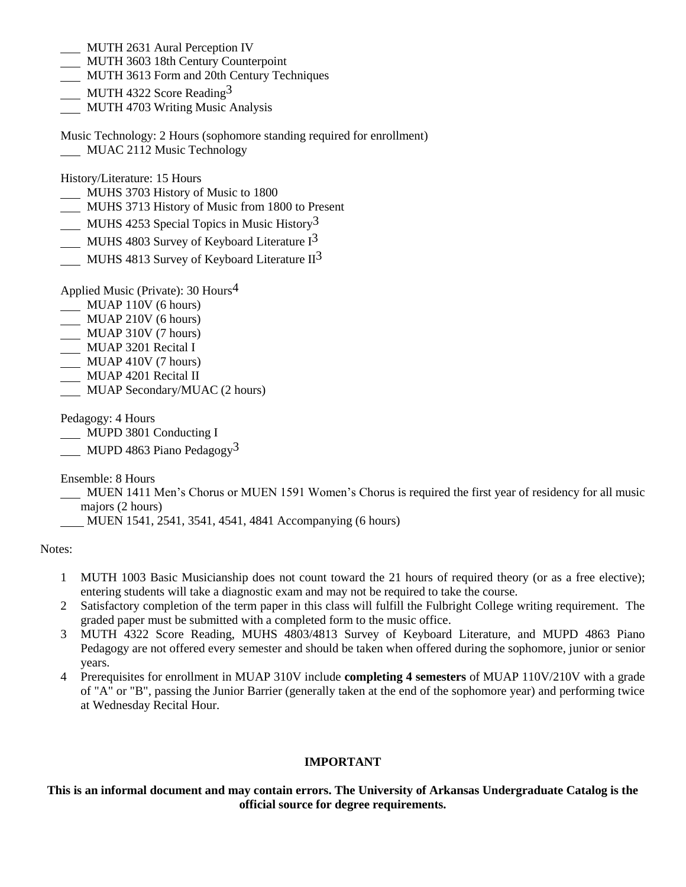___ MUTH 2631 Aural Perception IV
___ MUTH 3603 18th Century Counterpoint
___ MUTH 3613 Form and 20th Century Techniques
___ MUTH 4322 Score Reading[3]
___ MUTH 4703 Writing Music Analysis

Music Technology: 2 Hours (sophomore standing required for enrollment)
___ MUAC 2112 Music Technology

History/Literature: 15 Hours
___ MUHS 3703 History of Music to 1800
___ MUHS 3713 History of Music from 1800 to Present
___ MUHS 4253 Special Topics in Music History[3]
___ MUHS 4803 Survey of Keyboard Literature I[3]
___ MUHS 4813 Survey of Keyboard Literature II[3]

Applied Music (Private): 30 Hours[4]
___ MUAP 110V (6 hours)
___ MUAP 210V (6 hours)
___ MUAP 310V (7 hours)
___ MUAP 3201 Recital I
___ MUAP 410V (7 hours)
___ MUAP 4201 Recital II
___ MUAP Secondary/MUAC (2 hours)

Pedagogy: 4 Hours
___ MUPD 3801 Conducting I
___ MUPD 4863 Piano Pedagogy[3]

Ensemble: 8 Hours
___ MUEN 1411 Men's Chorus or MUEN 1591 Women's Chorus is required the first year of residency for all music majors (2 hours)
___ MUEN 1541, 2541, 3541, 4541, 4841 Accompanying (6 hours)

Notes:

1. MUTH 1003 Basic Musicianship does not count toward the 21 hours of required theory (or as a free elective); entering students will take a diagnostic exam and may not be required to take the course.
2. Satisfactory completion of the term paper in this class will fulfill the Fulbright College writing requirement. The graded paper must be submitted with a completed form to the music office.
3. MUTH 4322 Score Reading, MUHS 4803/4813 Survey of Keyboard Literature, and MUPD 4863 Piano Pedagogy are not offered every semester and should be taken when offered during the sophomore, junior or senior years.
4. Prerequisites for enrollment in MUAP 310V include **completing 4 semesters** of MUAP 110V/210V with a grade of "A" or "B", passing the Junior Barrier (generally taken at the end of the sophomore year) and performing twice at Wednesday Recital Hour.

**IMPORTANT**

**This is an informal document and may contain errors. The University of Arkansas Undergraduate Catalog is the official source for degree requirements.**